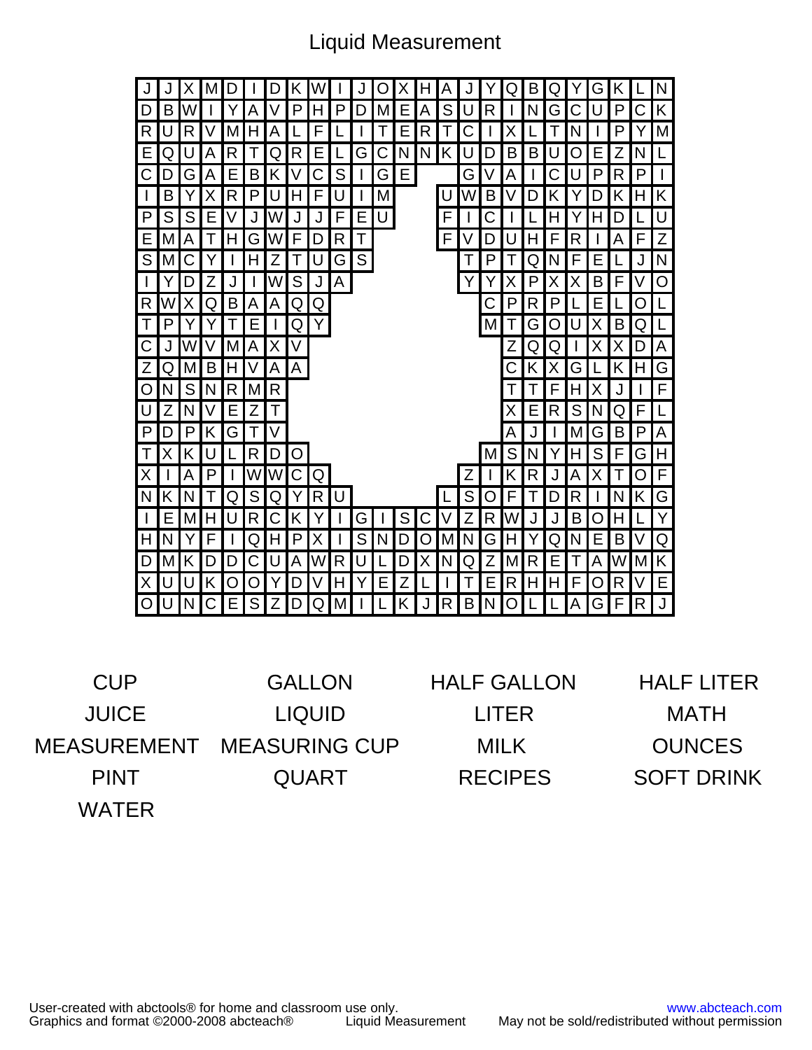# Liquid Measurement

| | | | | | | | | | | | | | | | | | | | | | | | | |
|---|---|---|---|---|---|---|---|---|---|---|---|---|---|---|---|---|---|---|---|---|---|---|---|---|
| J | J | X | M | D | I | D | K | W | I | J | O | X | H | A | J | Y | Q | B | Q | Y | G | K | L | N |
| D | B | W | I | Y | A | V | P | H | P | D | M | E | A | S | U | R | I | N | G | C | U | P | C | K |
| R | U | R | V | M | H | A | L | F | L | I | T | E | R | T | C | I | X | L | T | N | I | P | Y | M |
| E | Q | U | A | R | T | Q | R | E | L | G | C | N | N | K | U | D | B | B | U | O | E | Z | N | L |
| C | D | G | A | E | B | K | V | C | S | I | G | E | | | G | V | A | I | C | U | P | R | P | I |
| I | B | Y | X | R | P | U | H | F | U | I | M | | | U | W | B | V | D | K | Y | D | K | H | K |
| P | S | S | E | V | J | W | J | J | F | E | U | | | F | I | C | I | L | H | Y | H | D | L | U |
| E | M | A | T | H | G | W | F | D | R | T | | | | F | V | D | U | H | F | R | I | A | F | Z |
| S | M | C | Y | I | H | Z | T | U | G | S | | | | | T | P | T | Q | N | F | E | L | J | N |
| I | Y | D | Z | J | I | W | S | J | A | | | | | | Y | Y | X | P | X | X | B | F | V | O |
| R | W | X | Q | B | A | A | Q | Q | | | | | | | | C | P | R | P | L | E | L | O | L |
| T | P | Y | Y | T | E | I | Q | Y | | | | | | | | M | T | G | O | U | X | B | Q | L |
| C | J | W | V | M | A | X | V | | | | | | | | | | Z | Q | Q | I | X | X | D | A |
| Z | Q | M | B | H | V | A | A | | | | | | | | | | C | K | X | G | L | K | H | G |
| O | N | S | N | R | M | R | | | | | | | | | | | T | T | F | H | X | J | I | F |
| U | Z | N | V | E | Z | T | | | | | | | | | | | X | E | R | S | N | Q | F | L |
| P | D | P | K | G | T | V | | | | | | | | | | | A | J | I | M | G | B | P | A |
| T | X | K | U | L | R | D | O | | | | | | | | | M | S | N | Y | H | S | F | G | H |
| X | I | A | P | I | W | W | C | Q | | | | | | | Z | I | K | R | J | A | X | T | O | F |
| N | K | N | T | Q | S | Q | Y | R | U | | | | | L | S | O | F | T | D | R | I | N | K | G |
| I | E | M | H | U | R | C | K | Y | I | G | I | S | C | V | Z | R | W | J | J | B | O | H | L | Y |
| H | N | Y | F | I | Q | H | P | X | I | S | N | D | O | M | N | G | H | Y | Q | N | E | B | V | Q |
| D | M | K | D | D | C | U | A | W | R | U | L | D | X | N | Q | Z | M | R | E | T | A | W | M | K |
| X | U | U | K | O | O | Y | D | V | H | Y | E | Z | L | I | T | E | R | H | H | F | O | R | V | E |
| O | U | N | C | E | S | Z | D | Q | M | I | L | K | J | R | B | N | O | L | L | A | G | F | R | J |

| | | | |
|---|---|---|---|
| CUP | GALLON | HALF GALLON | HALF LITER |
| JUICE | LIQUID | LITER | MATH |
| MEASUREMENT | MEASURING CUP | MILK | OUNCES |
| PINT | QUART | RECIPES | SOFT DRINK |
| WATER | | | |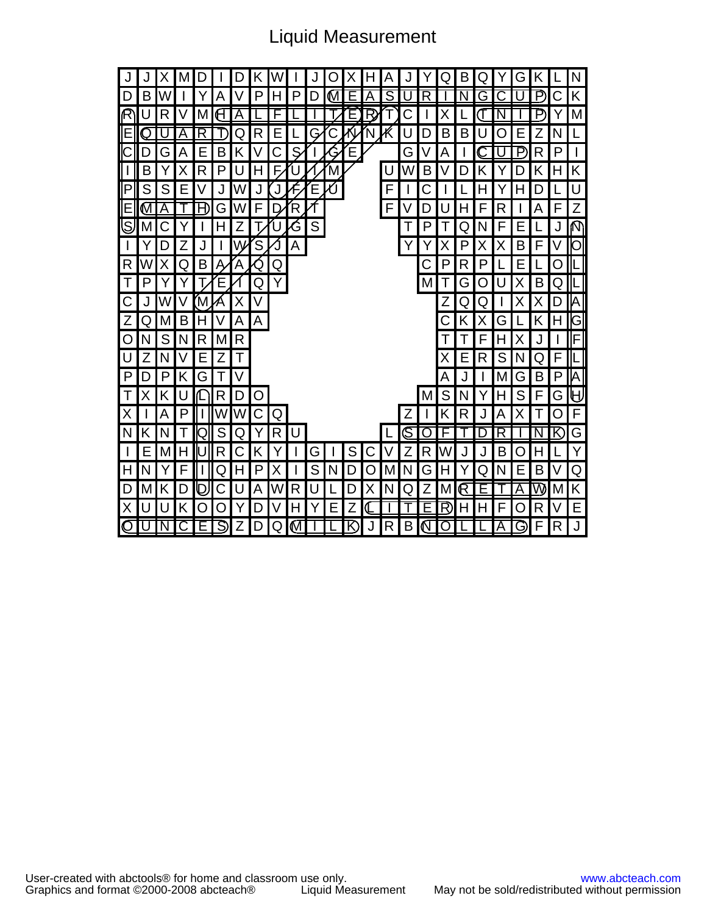# Liquid Measurement

| | | | | | | | | | | | | | | | | | | | | | | | | |
|---|---|---|---|---|---|---|---|---|---|---|---|---|---|---|---|---|---|---|---|---|---|---|---|---|
| J | J | X | M | D | I | D | K | W | I | J | O | X | H | A | J | Y | Q | B | Q | Y | G | K | L | N |
| D | B | W | I | Y | A | V | P | H | P | D | M | E | A | S | U | R | I | N | G | C | U | P | C | K |
| R | U | R | V | M | H | A | L | F | L | I | T | E | R | T | C | I | X | L | T | N | T | P | Y | M |
| E | Q | U | A | R | T | Q | R | E | L | G | C | N | N | K | U | D | B | B | U | O | E | Z | N | L |
| C | D | G | A | E | B | K | V | C | S | I | G | E | | | G | V | A | I | C | U | P | R | P | I |
| I | B | Y | X | R | P | U | H | F | U | I | M | | | U | W | B | V | D | K | Y | D | K | H | K |
| P | S | S | E | V | J | W | J | J | F | E | U | | | F | I | C | I | L | H | Y | H | D | L | U |
| E | M | A | T | H | G | W | F | D | R | T | | | | F | V | D | U | H | F | R | I | A | F | Z |
| S | M | C | Y | I | H | Z | T | U | G | S | | | | | T | P | T | Q | N | F | E | L | J | N |
| I | Y | D | Z | J | I | W | S | J | A | | | | | | Y | Y | X | P | X | X | B | F | V | O |
| R | W | X | Q | B | A | A | Q | Q | | | | | | | | C | P | R | P | L | E | L | O | L |
| T | P | Y | Y | T | E | I | Q | Y | | | | | | | | M | T | G | O | U | X | B | Q | L |
| C | J | W | V | M | A | X | V | | | | | | | | | | Z | Q | Q | I | X | X | D | A |
| Z | Q | M | B | H | V | A | A | | | | | | | | | | C | K | X | G | L | K | H | G |
| O | N | S | N | R | M | R | | | | | | | | | | | T | T | F | H | X | J | I | F |
| U | Z | N | V | E | Z | T | | | | | | | | | | | X | E | R | S | N | Q | F | L |
| P | D | P | K | G | T | V | | | | | | | | | | | A | J | I | M | G | B | P | A |
| T | X | K | U | L | R | D | O | | | | | | | | | M | S | N | Y | H | S | F | G | H |
| X | I | A | P | I | W | W | C | Q | | | | | | | Z | I | K | R | J | A | X | T | O | F |
| N | K | N | T | Q | S | Q | Y | R | U | | | | | L | S | O | F | T | D | R | I | N | K | G |
| I | E | M | H | U | R | C | K | Y | I | G | I | S | C | V | Z | R | W | J | J | B | O | H | L | Y |
| H | N | Y | F | I | Q | H | P | X | I | S | N | D | O | M | N | G | H | Y | Q | N | E | B | V | Q |
| D | M | K | D | D | C | U | A | W | R | U | L | D | X | N | Q | Z | M | R | E | T | A | W | M | K |
| X | U | U | K | O | O | Y | D | V | H | Y | E | Z | L | I | T | E | R | H | H | F | O | R | V | E |
| O | U | N | C | E | S | Z | D | Q | M | I | L | K | J | R | B | N | O | L | L | A | G | F | R | J |

User-created with abctools® for home and classroom use only.
Graphics and format ©2000-2008 abcteach®
Liquid Measurement
www.abcteach.com
May not be sold/redistributed without permission